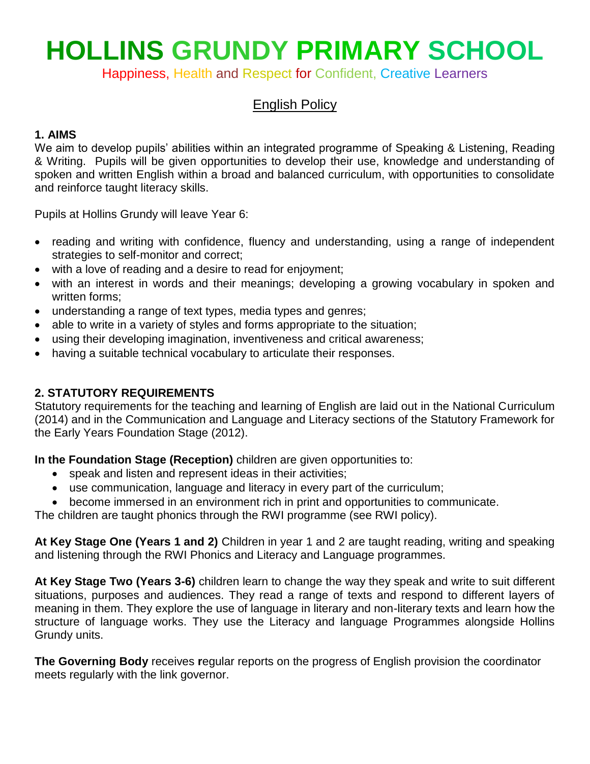# HOLLINS GRUNDY PRIMARY SCHOOL

Happiness, Health and Respect for Confident, Creative Learners

## English Policy

### 1. AIMS

We aim to develop pupils' abilities within an integrated programme of Speaking & Listening, Reading & Writing. Pupils will be given opportunities to develop their use, knowledge and understanding of spoken and written English within a broad and balanced curriculum, with opportunities to consolidate and reinforce taught literacy skills.

Pupils at Hollins Grundy will leave Year 6:

- reading and writing with confidence, fluency and understanding, using a range of independent strategies to self-monitor and correct;
- with a love of reading and a desire to read for enjoyment;
- with an interest in words and their meanings; developing a growing vocabulary in spoken and written forms;
- understanding a range of text types, media types and genres;
- able to write in a variety of styles and forms appropriate to the situation;
- using their developing imagination, inventiveness and critical awareness;
- having a suitable technical vocabulary to articulate their responses.

### 2. STATUTORY REQUIREMENTS

Statutory requirements for the teaching and learning of English are laid out in the National Curriculum (2014) and in the Communication and Language and Literacy sections of the Statutory Framework for the Early Years Foundation Stage (2012).

**In the Foundation Stage (Reception)** children are given opportunities to:

- speak and listen and represent ideas in their activities;
- use communication, language and literacy in every part of the curriculum;
- become immersed in an environment rich in print and opportunities to communicate.

The children are taught phonics through the RWI programme (see RWI policy).

**At Key Stage One (Years 1 and 2)** Children in year 1 and 2 are taught reading, writing and speaking and listening through the RWI Phonics and Literacy and Language programmes.

**At Key Stage Two (Years 3-6)** children learn to change the way they speak and write to suit different situations, purposes and audiences. They read a range of texts and respond to different layers of meaning in them. They explore the use of language in literary and non-literary texts and learn how the structure of language works. They use the Literacy and language Programmes alongside Hollins Grundy units.

**The Governing Body** receives regular reports on the progress of English provision the coordinator meets regularly with the link governor.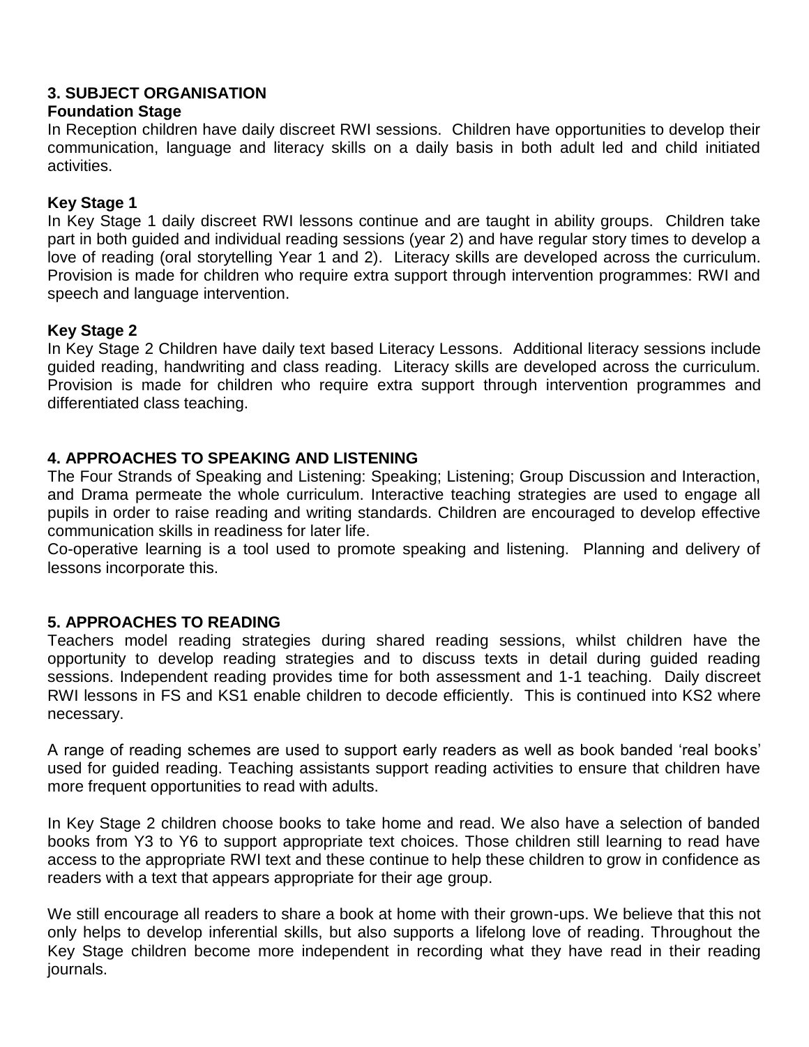## 3. SUBJECT ORGANISATION

### Foundation Stage

In Reception children have daily discreet RWI sessions. Children have opportunities to develop their communication, language and literacy skills on a daily basis in both adult led and child initiated activities.

### Key Stage 1

In Key Stage 1 daily discreet RWI lessons continue and are taught in ability groups. Children take part in both guided and individual reading sessions (year 2) and have regular story times to develop a love of reading (oral storytelling Year 1 and 2). Literacy skills are developed across the curriculum. Provision is made for children who require extra support through intervention programmes: RWI and speech and language intervention.

### Key Stage 2

In Key Stage 2 Children have daily text based Literacy Lessons. Additional literacy sessions include guided reading, handwriting and class reading. Literacy skills are developed across the curriculum. Provision is made for children who require extra support through intervention programmes and differentiated class teaching.

## 4. APPROACHES TO SPEAKING AND LISTENING

The Four Strands of Speaking and Listening: Speaking; Listening; Group Discussion and Interaction, and Drama permeate the whole curriculum. Interactive teaching strategies are used to engage all pupils in order to raise reading and writing standards. Children are encouraged to develop effective communication skills in readiness for later life.

Co-operative learning is a tool used to promote speaking and listening. Planning and delivery of lessons incorporate this.

## 5. APPROACHES TO READING

Teachers model reading strategies during shared reading sessions, whilst children have the opportunity to develop reading strategies and to discuss texts in detail during guided reading sessions. Independent reading provides time for both assessment and 1-1 teaching. Daily discreet RWI lessons in FS and KS1 enable children to decode efficiently. This is continued into KS2 where necessary.

A range of reading schemes are used to support early readers as well as book banded 'real books' used for guided reading. Teaching assistants support reading activities to ensure that children have more frequent opportunities to read with adults.

In Key Stage 2 children choose books to take home and read. We also have a selection of banded books from Y3 to Y6 to support appropriate text choices. Those children still learning to read have access to the appropriate RWI text and these continue to help these children to grow in confidence as readers with a text that appears appropriate for their age group.

We still encourage all readers to share a book at home with their grown-ups. We believe that this not only helps to develop inferential skills, but also supports a lifelong love of reading. Throughout the Key Stage children become more independent in recording what they have read in their reading journals.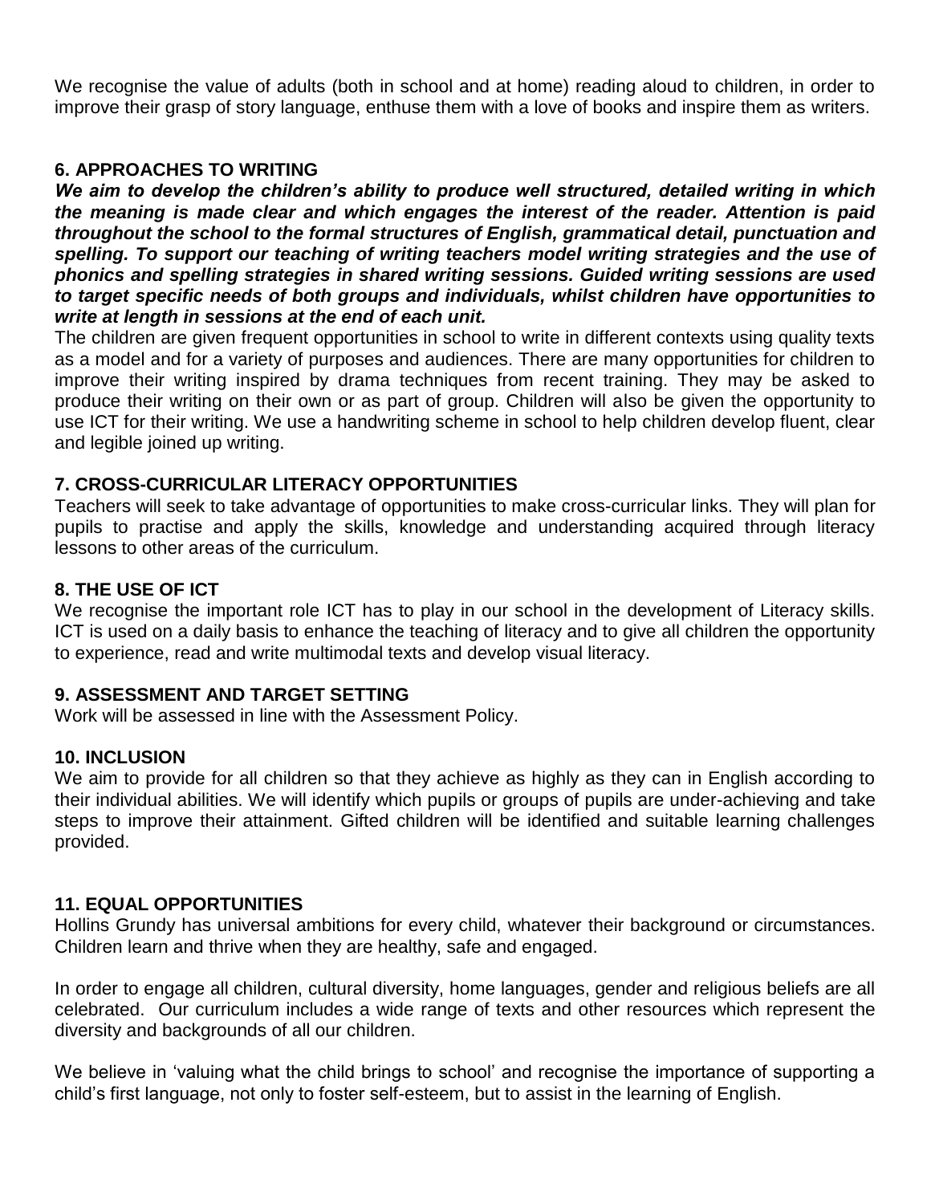We recognise the value of adults (both in school and at home) reading aloud to children, in order to improve their grasp of story language, enthuse them with a love of books and inspire them as writers.

## 6. APPROACHES TO WRITING

***We aim to develop the children's ability to produce well structured, detailed writing in which the meaning is made clear and which engages the interest of the reader. Attention is paid throughout the school to the formal structures of English, grammatical detail, punctuation and spelling. To support our teaching of writing teachers model writing strategies and the use of phonics and spelling strategies in shared writing sessions. Guided writing sessions are used to target specific needs of both groups and individuals, whilst children have opportunities to write at length in sessions at the end of each unit.***

The children are given frequent opportunities in school to write in different contexts using quality texts as a model and for a variety of purposes and audiences. There are many opportunities for children to improve their writing inspired by drama techniques from recent training. They may be asked to produce their writing on their own or as part of group. Children will also be given the opportunity to use ICT for their writing. We use a handwriting scheme in school to help children develop fluent, clear and legible joined up writing.

## 7. CROSS-CURRICULAR LITERACY OPPORTUNITIES

Teachers will seek to take advantage of opportunities to make cross-curricular links. They will plan for pupils to practise and apply the skills, knowledge and understanding acquired through literacy lessons to other areas of the curriculum.

## 8. THE USE OF ICT

We recognise the important role ICT has to play in our school in the development of Literacy skills. ICT is used on a daily basis to enhance the teaching of literacy and to give all children the opportunity to experience, read and write multimodal texts and develop visual literacy.

## 9. ASSESSMENT AND TARGET SETTING

Work will be assessed in line with the Assessment Policy.

## 10. INCLUSION

We aim to provide for all children so that they achieve as highly as they can in English according to their individual abilities. We will identify which pupils or groups of pupils are under-achieving and take steps to improve their attainment. Gifted children will be identified and suitable learning challenges provided.

## 11. EQUAL OPPORTUNITIES

Hollins Grundy has universal ambitions for every child, whatever their background or circumstances. Children learn and thrive when they are healthy, safe and engaged.

In order to engage all children, cultural diversity, home languages, gender and religious beliefs are all celebrated. Our curriculum includes a wide range of texts and other resources which represent the diversity and backgrounds of all our children.

We believe in 'valuing what the child brings to school' and recognise the importance of supporting a child's first language, not only to foster self-esteem, but to assist in the learning of English.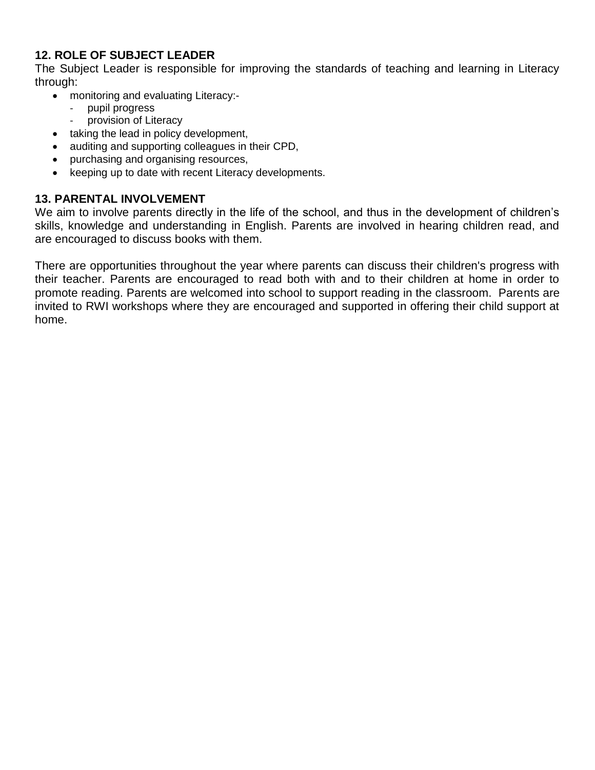## 12. ROLE OF SUBJECT LEADER

The Subject Leader is responsible for improving the standards of teaching and learning in Literacy through:

- monitoring and evaluating Literacy:-
  - pupil progress
  - provision of Literacy
- taking the lead in policy development,
- auditing and supporting colleagues in their CPD,
- purchasing and organising resources,
- keeping up to date with recent Literacy developments.

## 13. PARENTAL INVOLVEMENT

We aim to involve parents directly in the life of the school, and thus in the development of children's skills, knowledge and understanding in English. Parents are involved in hearing children read, and are encouraged to discuss books with them.

There are opportunities throughout the year where parents can discuss their children's progress with their teacher. Parents are encouraged to read both with and to their children at home in order to promote reading. Parents are welcomed into school to support reading in the classroom. Parents are invited to RWI workshops where they are encouraged and supported in offering their child support at home.